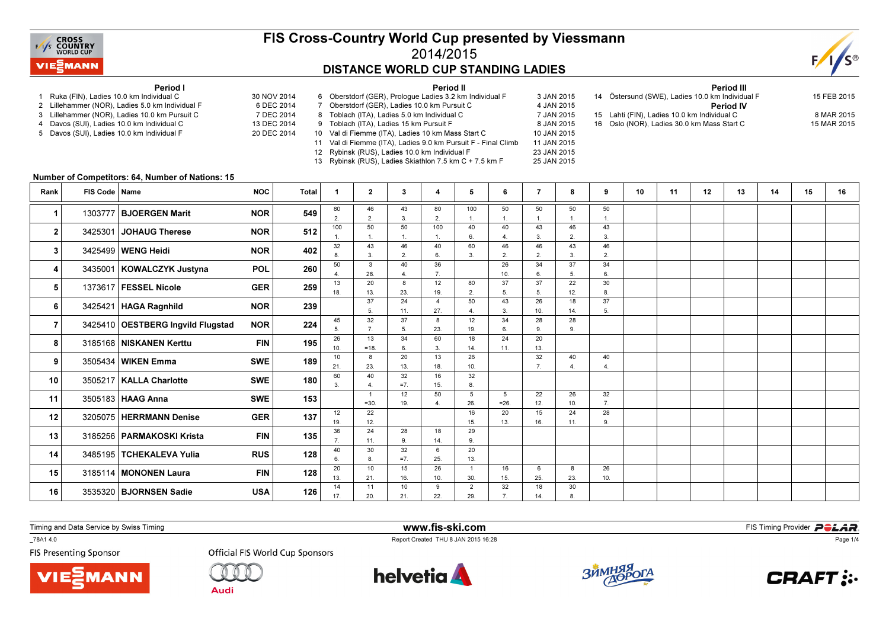# FIS Cross-Country World Cup presented by Viessmann

## 2014/2015

## DISTANCE WORLD CUP STANDING LADIES

**Period I**

1 Ruka (FIN), Ladies 10.0 km Individual C — 30 NOV 2014
2 Lillehammer (NOR), Ladies 5.0 km Individual F — 6 DEC 2014
3 Lillehammer (NOR), Ladies 10.0 km Pursuit C — 7 DEC 2014
4 Davos (SUI), Ladies 10.0 km Individual C — 13 DEC 2014
5 Davos (SUI), Ladies 10.0 km Individual F — 20 DEC 2014

**Period II**

6 Oberstdorf (GER), Prologue Ladies 3.2 km Individual F — 3 JAN 2015
7 Oberstdorf (GER), Ladies 10.0 km Pursuit C — 4 JAN 2015
8 Toblach (ITA), Ladies 5.0 km Individual C — 7 JAN 2015
9 Toblach (ITA), Ladies 15 km Pursuit F — 8 JAN 2015
10 Val di Fiemme (ITA), Ladies 10 km Mass Start C — 10 JAN 2015
11 Val di Fiemme (ITA), Ladies 9.0 km Pursuit F - Final Climb — 11 JAN 2015
12 Rybinsk (RUS), Ladies 10.0 km Individual F — 23 JAN 2015
13 Rybinsk (RUS), Ladies Skiathlon 7.5 km C + 7.5 km F — 25 JAN 2015

**Period III**

14 Östersund (SWE), Ladies 10.0 km Individual F — 15 FEB 2015

**Period IV**

15 Lahti (FIN), Ladies 10.0 km Individual C — 8 MAR 2015
16 Oslo (NOR), Ladies 30.0 km Mass Start C — 15 MAR 2015

**Number of Competitors: 64, Number of Nations: 15**

| Rank | FIS Code | Name | NOC | Total | 1 | 2 | 3 | 4 | 5 | 6 | 7 | 8 | 9 | 10 | 11 | 12 | 13 | 14 | 15 | 16 |
|---|---|---|---|---|---|---|---|---|---|---|---|---|---|---|---|---|---|---|---|---|
| 1 | 1303777 | BJOERGEN Marit | NOR | 549 | 80 2. | 46 2. | 43 3. | 80 2. | 100 1. | 50 1. | 50 1. | 50 1. | 50 1. | | | | | | | |
| 2 | 3425301 | JOHAUG Therese | NOR | 512 | 100 1. | 50 1. | 50 1. | 100 1. | 40 6. | 40 4. | 43 3. | 46 2. | 43 3. | | | | | | | |
| 3 | 3425499 | WENG Heidi | NOR | 402 | 32 8. | 43 3. | 46 2. | 40 6. | 60 3. | 46 2. | 46 2. | 43 3. | 46 2. | | | | | | | |
| 4 | 3435001 | KOWALCZYK Justyna | POL | 260 | 50 4. | 3 28. | 40 4. | 36 7. | | 26 10. | 34 6. | 37 5. | 34 6. | | | | | | | |
| 5 | 1373617 | FESSEL Nicole | GER | 259 | 13 18. | 20 13. | 8 23. | 12 19. | 80 2. | 37 5. | 37 5. | 22 12. | 30 8. | | | | | | | |
| 6 | 3425421 | HAGA Ragnhild | NOR | 239 | | 37 5. | 24 11. | 4 27. | 50 4. | 43 3. | 26 10. | 18 14. | 37 5. | | | | | | | |
| 7 | 3425410 | OESTBERG Ingvild Flugstad | NOR | 224 | 45 5. | 32 7. | 37 5. | 8 23. | 12 19. | 34 6. | 28 9. | 28 9. | | | | | | | | |
| 8 | 3185168 | NISKANEN Kerttu | FIN | 195 | 26 10. | 13 =18. | 34 6. | 60 3. | 18 14. | 24 11. | 20 13. | | | | | | | | | |
| 9 | 3505434 | WIKEN Emma | SWE | 189 | 10 21. | 8 23. | 20 13. | 13 18. | 26 10. | | 32 7. | 40 4. | 40 4. | | | | | | | |
| 10 | 3505217 | KALLA Charlotte | SWE | 180 | 60 3. | 40 4. | 32 =7. | 16 15. | 32 8. | | | | | | | | | | | |
| 11 | 3505183 | HAAG Anna | SWE | 153 | | 1 =30. | 12 19. | 50 4. | 5 26. | 5 =26. | 22 12. | 26 10. | 32 7. | | | | | | | |
| 12 | 3205075 | HERRMANN Denise | GER | 137 | 12 19. | 22 12. | | | 16 15. | 20 13. | 15 16. | 24 11. | 28 9. | | | | | | | |
| 13 | 3185256 | PARMAKOSKI Krista | FIN | 135 | 36 7. | 24 11. | 28 9. | 18 14. | 29 9. | | | | | | | | | | | |
| 14 | 3485195 | TCHEKALEVA Yulia | RUS | 128 | 40 6. | 30 8. | 32 =7. | 6 25. | 20 13. | | | | | | | | | | | |
| 15 | 3185114 | MONONEN Laura | FIN | 128 | 20 13. | 10 21. | 15 16. | 26 10. | 1 30. | 16 15. | 6 25. | 8 23. | 26 10. | | | | | | | |
| 16 | 3535320 | BJORNSEN Sadie | USA | 126 | 14 17. | 11 20. | 10 21. | 9 22. | 2 29. | 32 7. | 18 14. | 30 8. | | | | | | | | |

Timing and Data Service by Swiss Timing

www.fis-ski.com

FIS Timing Provider POLAR

_78A1 4.0

Report Created THU 8 JAN 2015 16:28

FIS Presenting Sponsor

Official FIS World Cup Sponsors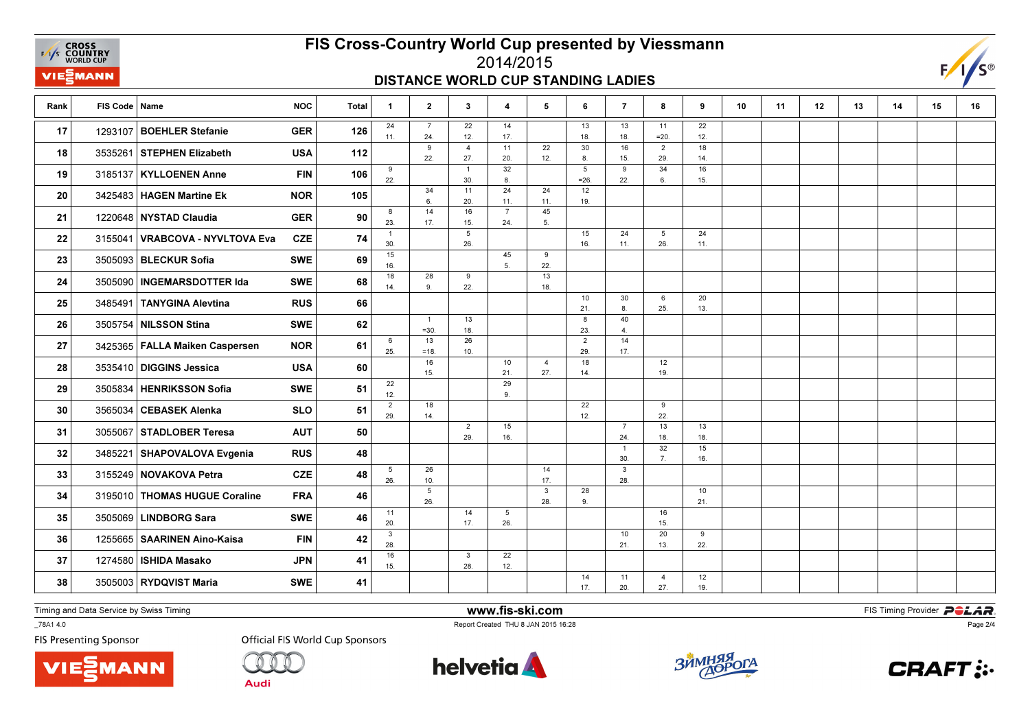# FIS Cross-Country World Cup presented by Viessmann

2014/2015

## DISTANCE WORLD CUP STANDING LADIES

| Rank | FIS Code | Name | NOC | Total | 1 | 2 | 3 | 4 | 5 | 6 | 7 | 8 | 9 | 10 | 11 | 12 | 13 | 14 | 15 | 16 |
|---|---|---|---|---|---|---|---|---|---|---|---|---|---|---|---|---|---|---|---|---|
| 17 | 1293107 | BOEHLER Stefanie | GER | 126 | 24 11. | 7 24. | 22 12. | 14 17. | | 13 18. | 13 18. | 11 =20. | 22 12. | | | | | | | |
| 18 | 3535261 | STEPHEN Elizabeth | USA | 112 | | 9 22. | 4 27. | 11 20. | 22 12. | 30 8. | 16 15. | 2 29. | 18 14. | | | | | | | |
| 19 | 3185137 | KYLLOENEN Anne | FIN | 106 | 9 22. | | 1 30. | 32 8. | | 5 =26. | 9 22. | 34 6. | 16 15. | | | | | | | |
| 20 | 3425483 | HAGEN Martine Ek | NOR | 105 | | 34 6. | 11 20. | 24 11. | 24 11. | 12 19. | | | | | | | | | | |
| 21 | 1220648 | NYSTAD Claudia | GER | 90 | 8 23. | 14 17. | 16 15. | 7 24. | 45 5. | | | | | | | | | | | |
| 22 | 3155041 | VRABCOVA - NYVLTOVA Eva | CZE | 74 | 1 30. | | 5 26. | | | 15 16. | 24 11. | 5 26. | 24 11. | | | | | | | |
| 23 | 3505093 | BLECKUR Sofia | SWE | 69 | 15 16. | | | 45 5. | 9 22. | | | | | | | | | | | |
| 24 | 3505090 | INGEMARSDOTTER Ida | SWE | 68 | 18 14. | 28 9. | 9 22. | | 13 18. | | | | | | | | | | | |
| 25 | 3485491 | TANYGINA Alevtina | RUS | 66 | | | | | | 10 21. | 30 8. | 6 25. | 20 13. | | | | | | | |
| 26 | 3505754 | NILSSON Stina | SWE | 62 | | 1 =30. | 13 18. | | | 8 23. | 40 4. | | | | | | | | | |
| 27 | 3425365 | FALLA Maiken Caspersen | NOR | 61 | 6 25. | 13 =18. | 26 10. | | | 2 29. | 14 17. | | | | | | | | | |
| 28 | 3535410 | DIGGINS Jessica | USA | 60 | | 16 15. | | 10 21. | 4 27. | 18 14. | | 12 19. | | | | | | | | |
| 29 | 3505834 | HENRIKSSON Sofia | SWE | 51 | 22 12. | | | 29 9. | | | | | | | | | | | | |
| 30 | 3565034 | CEBASEK Alenka | SLO | 51 | 2 29. | 18 14. | | | | 22 12. | | 9 22. | | | | | | | | |
| 31 | 3055067 | STADLOBER Teresa | AUT | 50 | | | 2 29. | 15 16. | | | 7 24. | 13 18. | 13 18. | | | | | | | |
| 32 | 3485221 | SHAPOVALOVA Evgenia | RUS | 48 | | | | | | | 1 30. | 32 7. | 15 16. | | | | | | | |
| 33 | 3155249 | NOVAKOVA Petra | CZE | 48 | 5 26. | 26 10. | | | 14 17. | | 3 28. | | | | | | | | | |
| 34 | 3195010 | THOMAS HUGUE Coraline | FRA | 46 | | 5 26. | | | 3 28. | 28 9. | | | 10 21. | | | | | | | |
| 35 | 3505069 | LINDBORG Sara | SWE | 46 | 11 20. | | 14 17. | 5 26. | | | | 16 15. | | | | | | | | |
| 36 | 1255665 | SAARINEN Aino-Kaisa | FIN | 42 | 3 28. | | | | | | 10 21. | 20 13. | 9 22. | | | | | | | |
| 37 | 1274580 | ISHIDA Masako | JPN | 41 | 16 15. | | 3 28. | 22 12. | | | | | | | | | | | | |
| 38 | 3505003 | RYDQVIST Maria | SWE | 41 | | | | | | 14 17. | 11 20. | 4 27. | 12 19. | | | | | | | |

Timing and Data Service by Swiss Timing

www.fis-ski.com

FIS Timing Provider POLAR

_78A1 4.0

Report Created THU 8 JAN 2015 16:28

FIS Presenting Sponsor

Official FIS World Cup Sponsors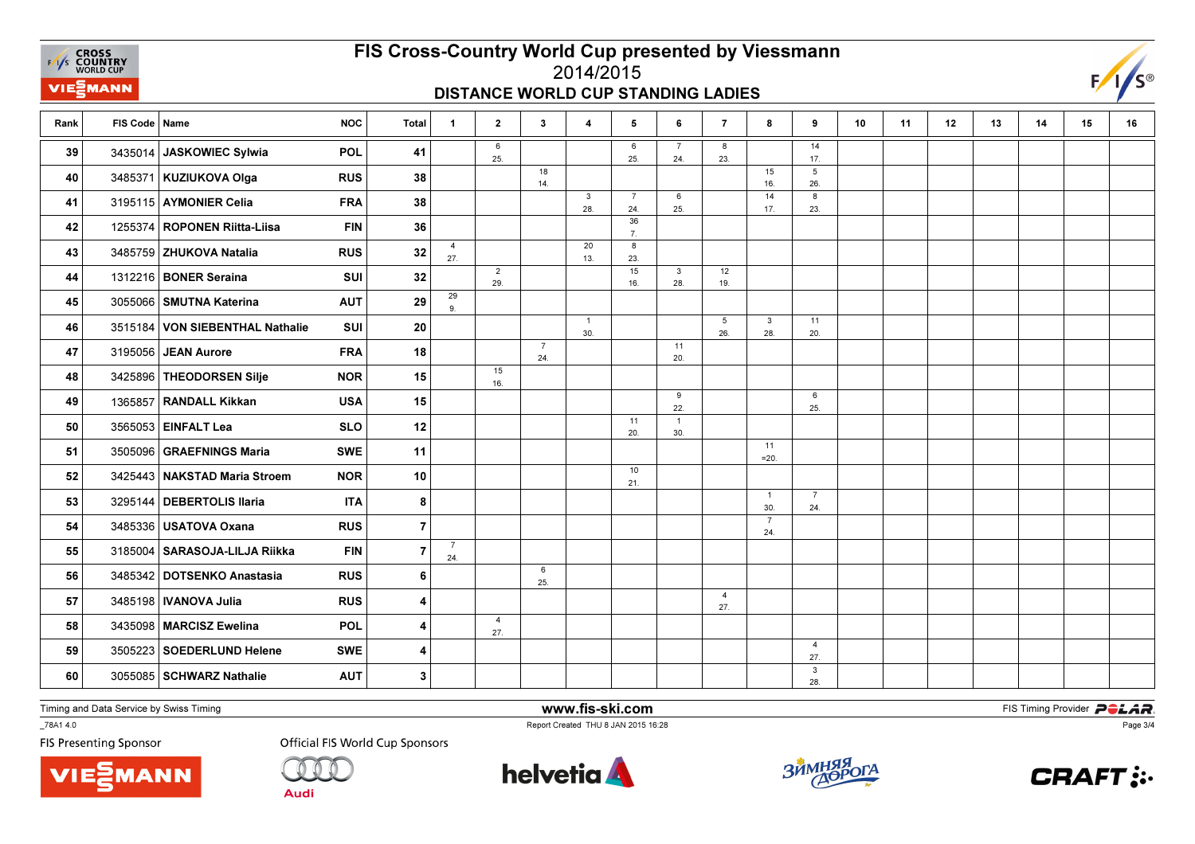# FIS Cross-Country World Cup presented by Viessmann

## 2014/2015

### DISTANCE WORLD CUP STANDING LADIES

| Rank | FIS Code | Name | NOC | Total | 1 | 2 | 3 | 4 | 5 | 6 | 7 | 8 | 9 | 10 | 11 | 12 | 13 | 14 | 15 | 16 |
|---|---|---|---|---|---|---|---|---|---|---|---|---|---|---|---|---|---|---|---|---|
| 39 | 3435014 | JASKOWIEC Sylwia | POL | 41 | | 6 25. | | | 6 25. | 7 24. | 8 23. | | 14 17. | | | | | | | |
| 40 | 3485371 | KUZIUKOVA Olga | RUS | 38 | | | 18 14. | | | | | 15 16. | 5 26. | | | | | | | |
| 41 | 3195115 | AYMONIER Celia | FRA | 38 | | | | 3 28. | 7 24. | 6 25. | | 14 17. | 8 23. | | | | | | | |
| 42 | 1255374 | ROPONEN Riitta-Liisa | FIN | 36 | | | | | 36 7. | | | | | | | | | | | |
| 43 | 3485759 | ZHUKOVA Natalia | RUS | 32 | 4 27. | | | 20 13. | 8 23. | | | | | | | | | | | |
| 44 | 1312216 | BONER Seraina | SUI | 32 | | 2 29. | | | 15 16. | 3 28. | 12 19. | | | | | | | | | |
| 45 | 3055066 | SMUTNA Katerina | AUT | 29 | 29 9. | | | | | | | | | | | | | | | |
| 46 | 3515184 | VON SIEBENTHAL Nathalie | SUI | 20 | | | | 1 30. | | | 5 26. | 3 28. | 11 20. | | | | | | | |
| 47 | 3195056 | JEAN Aurore | FRA | 18 | | | 7 24. | | | 11 20. | | | | | | | | | | |
| 48 | 3425896 | THEODORSEN Silje | NOR | 15 | | 15 16. | | | | | | | | | | | | | | |
| 49 | 1365857 | RANDALL Kikkan | USA | 15 | | | | | | 9 22. | | | 6 25. | | | | | | | |
| 50 | 3565053 | EINFALT Lea | SLO | 12 | | | | | 11 20. | 1 30. | | | | | | | | | | |
| 51 | 3505096 | GRAEFNINGS Maria | SWE | 11 | | | | | | | | 11 =20. | | | | | | | | |
| 52 | 3425443 | NAKSTAD Maria Stroem | NOR | 10 | | | | | 10 21. | | | | | | | | | | | |
| 53 | 3295144 | DEBERTOLIS Ilaria | ITA | 8 | | | | | | | | 1 30. | 7 24. | | | | | | | |
| 54 | 3485336 | USATOVA Oxana | RUS | 7 | | | | | | | | 7 24. | | | | | | | | |
| 55 | 3185004 | SARASOJA-LILJA Riikka | FIN | 7 | 7 24. | | | | | | | | | | | | | | | |
| 56 | 3485342 | DOTSENKO Anastasia | RUS | 6 | | | 6 25. | | | | | | | | | | | | | |
| 57 | 3485198 | IVANOVA Julia | RUS | 4 | | | | | | | 4 27. | | | | | | | | | |
| 58 | 3435098 | MARCISZ Ewelina | POL | 4 | | 4 27. | | | | | | | | | | | | | | |
| 59 | 3505223 | SOEDERLUND Helene | SWE | 4 | | | | | | | | | 4 27. | | | | | | | |
| 60 | 3055085 | SCHWARZ Nathalie | AUT | 3 | | | | | | | | | 3 28. | | | | | | | |

Timing and Data Service by Swiss Timing — www.fis-ski.com — FIS Timing Provider POLAR

_78A1 4.0 — Report Created THU 8 JAN 2015 16:28

FIS Presenting Sponsor: Viessmann — Official FIS World Cup Sponsors: Audi, helvetia, Зимняя Дорога, CRAFT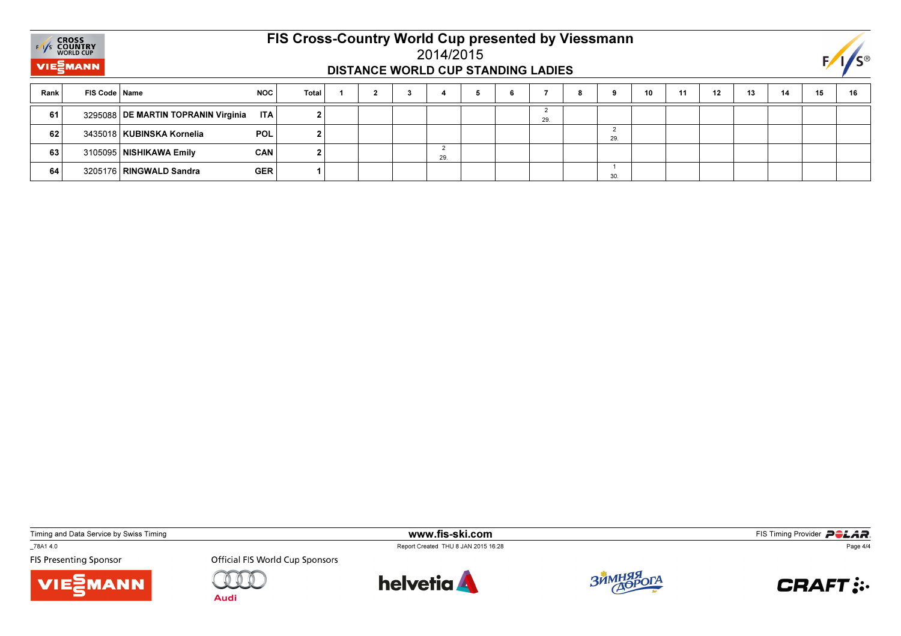# FIS Cross-Country World Cup presented by Viessmann

2014/2015

## DISTANCE WORLD CUP STANDING LADIES

| Rank | FIS Code | Name | NOC | Total | 1 | 2 | 3 | 4 | 5 | 6 | 7 | 8 | 9 | 10 | 11 | 12 | 13 | 14 | 15 | 16 |
|---|---|---|---|---|---|---|---|---|---|---|---|---|---|---|---|---|---|---|---|---|
| 61 | 3295088 | **DE MARTIN TOPRANIN Virginia** | ITA | 2 | | | | | | | 2 29. | | | | | | | | | |
| 62 | 3435018 | **KUBINSKA Kornelia** | POL | 2 | | | | | | | | | 2 29. | | | | | | | |
| 63 | 3105095 | **NISHIKAWA Emily** | CAN | 2 | | | | 2 29. | | | | | | | | | | | | |
| 64 | 3205176 | **RINGWALD Sandra** | GER | 1 | | | | | | | | | 1 30. | | | | | | | |

Timing and Data Service by Swiss Timing

www.fis-ski.com

FIS Timing Provider POLAR

_78A1 4.0

Report Created THU 8 JAN 2015 16:28

FIS Presenting Sponsor

Official FIS World Cup Sponsors